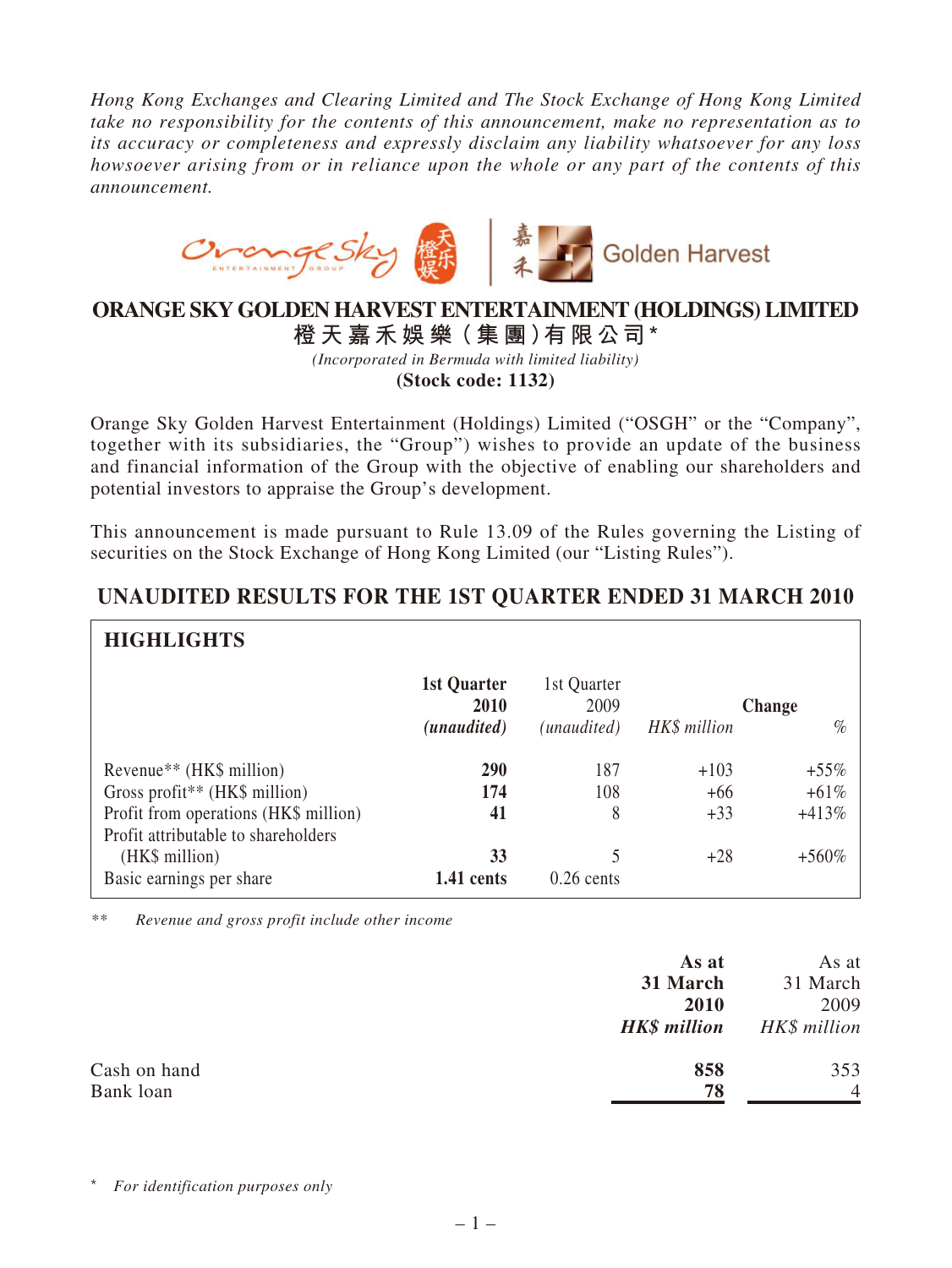*Hong Kong Exchanges and Clearing Limited and The Stock Exchange of Hong Kong Limited take no responsibility for the contents of this announcement, make no representation as to its accuracy or completeness and expressly disclaim any liability whatsoever for any loss howsoever arising from or in reliance upon the whole or any part of the contents of this announcement.*

# ORANGE SKY GOLDEN HARVEST ENTERTAINMENT (HOLDINGS) LIMITED
# 橙天嘉禾娛樂（集團）有限公司*

*(Incorporated in Bermuda with limited liability)*

**(Stock code: 1132)**

Orange Sky Golden Harvest Entertainment (Holdings) Limited ("OSGH" or the "Company", together with its subsidiaries, the "Group") wishes to provide an update of the business and financial information of the Group with the objective of enabling our shareholders and potential investors to appraise the Group's development.

This announcement is made pursuant to Rule 13.09 of the Rules governing the Listing of securities on the Stock Exchange of Hong Kong Limited (our "Listing Rules").

## UNAUDITED RESULTS FOR THE 1ST QUARTER ENDED 31 MARCH 2010

### HIGHLIGHTS

| | **1st Quarter 2010 (unaudited)** | 1st Quarter 2009 (unaudited) | Change HK$ million | % |
|---|---|---|---|---|
| Revenue** (HK$ million) | **290** | 187 | +103 | +55% |
| Gross profit** (HK$ million) | **174** | 108 | +66 | +61% |
| Profit from operations (HK$ million) | **41** | 8 | +33 | +413% |
| Profit attributable to shareholders (HK$ million) | **33** | 5 | +28 | +560% |
| Basic earnings per share | **1.41 cents** | 0.26 cents | | |

** *Revenue and gross profit include other income*

| | **As at 31 March 2010 HK$ million** | As at 31 March 2009 HK$ million |
|---|---|---|
| Cash on hand | **858** | 353 |
| Bank loan | **78** | 4 |

\* *For identification purposes only*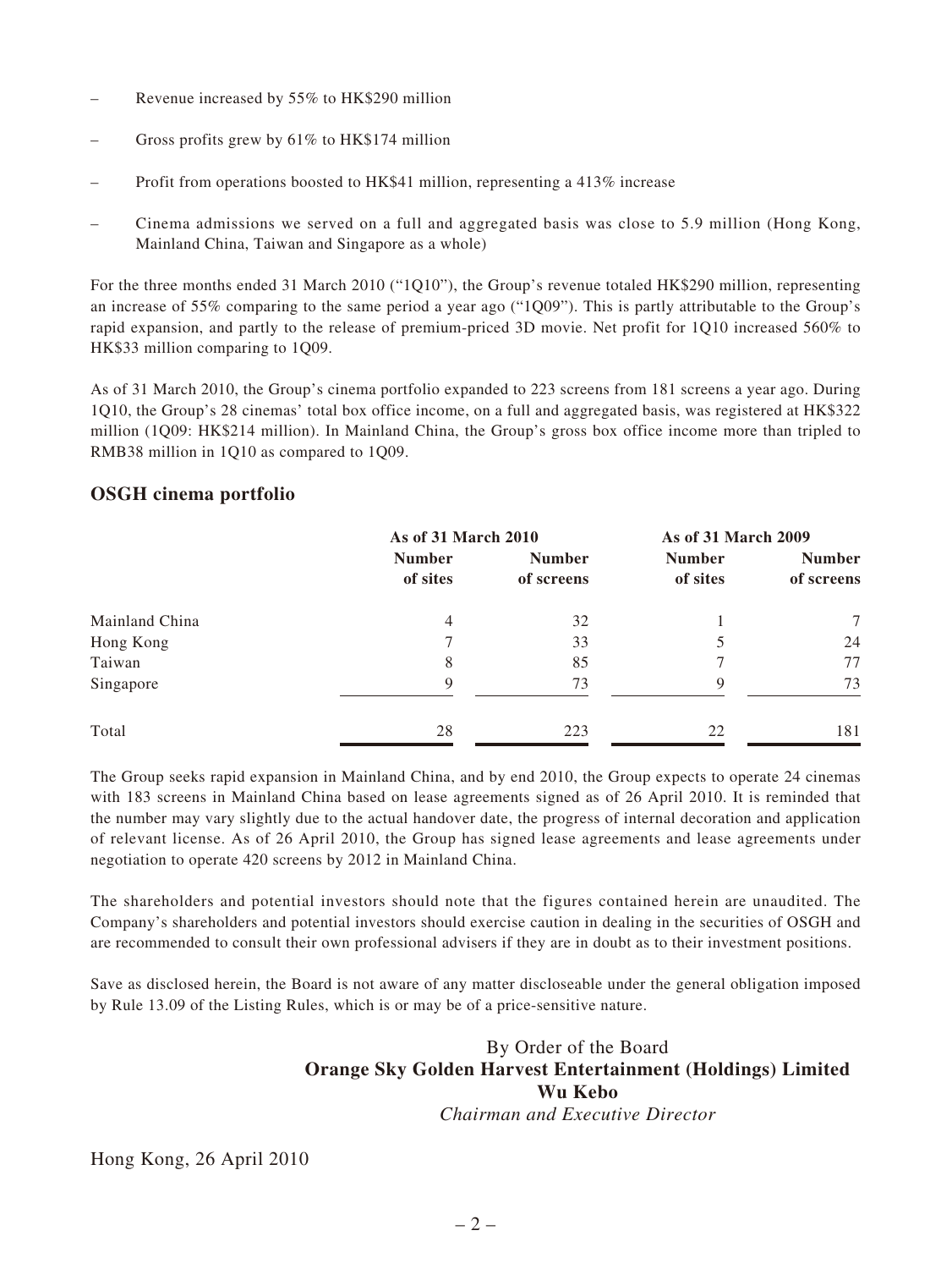– Revenue increased by 55% to HK$290 million

– Gross profits grew by 61% to HK$174 million

– Profit from operations boosted to HK$41 million, representing a 413% increase

– Cinema admissions we served on a full and aggregated basis was close to 5.9 million (Hong Kong, Mainland China, Taiwan and Singapore as a whole)

For the three months ended 31 March 2010 ("1Q10"), the Group's revenue totaled HK$290 million, representing an increase of 55% comparing to the same period a year ago ("1Q09"). This is partly attributable to the Group's rapid expansion, and partly to the release of premium-priced 3D movie. Net profit for 1Q10 increased 560% to HK$33 million comparing to 1Q09.

As of 31 March 2010, the Group's cinema portfolio expanded to 223 screens from 181 screens a year ago. During 1Q10, the Group's 28 cinemas' total box office income, on a full and aggregated basis, was registered at HK$322 million (1Q09: HK$214 million). In Mainland China, the Group's gross box office income more than tripled to RMB38 million in 1Q10 as compared to 1Q09.

## OSGH cinema portfolio

| | As of 31 March 2010 | | As of 31 March 2009 | |
|---|---|---|---|---|
| | Number of sites | Number of screens | Number of sites | Number of screens |
| Mainland China | 4 | 32 | 1 | 7 |
| Hong Kong | 7 | 33 | 5 | 24 |
| Taiwan | 8 | 85 | 7 | 77 |
| Singapore | 9 | 73 | 9 | 73 |
| Total | 28 | 223 | 22 | 181 |

The Group seeks rapid expansion in Mainland China, and by end 2010, the Group expects to operate 24 cinemas with 183 screens in Mainland China based on lease agreements signed as of 26 April 2010. It is reminded that the number may vary slightly due to the actual handover date, the progress of internal decoration and application of relevant license. As of 26 April 2010, the Group has signed lease agreements and lease agreements under negotiation to operate 420 screens by 2012 in Mainland China.

The shareholders and potential investors should note that the figures contained herein are unaudited. The Company's shareholders and potential investors should exercise caution in dealing in the securities of OSGH and are recommended to consult their own professional advisers if they are in doubt as to their investment positions.

Save as disclosed herein, the Board is not aware of any matter discloseable under the general obligation imposed by Rule 13.09 of the Listing Rules, which is or may be of a price-sensitive nature.

By Order of the Board
**Orange Sky Golden Harvest Entertainment (Holdings) Limited**
**Wu Kebo**
*Chairman and Executive Director*

Hong Kong, 26 April 2010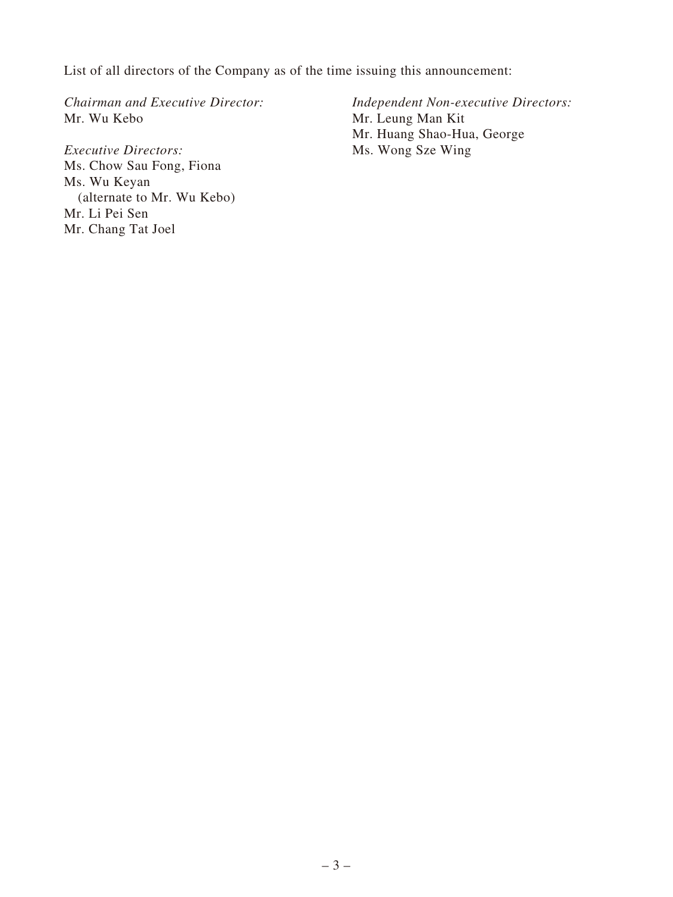List of all directors of the Company as of the time issuing this announcement:

*Chairman and Executive Director:*
Mr. Wu Kebo

*Executive Directors:*
Ms. Chow Sau Fong, Fiona
Ms. Wu Keyan
(alternate to Mr. Wu Kebo)
Mr. Li Pei Sen
Mr. Chang Tat Joel

*Independent Non-executive Directors:*
Mr. Leung Man Kit
Mr. Huang Shao-Hua, George
Ms. Wong Sze Wing